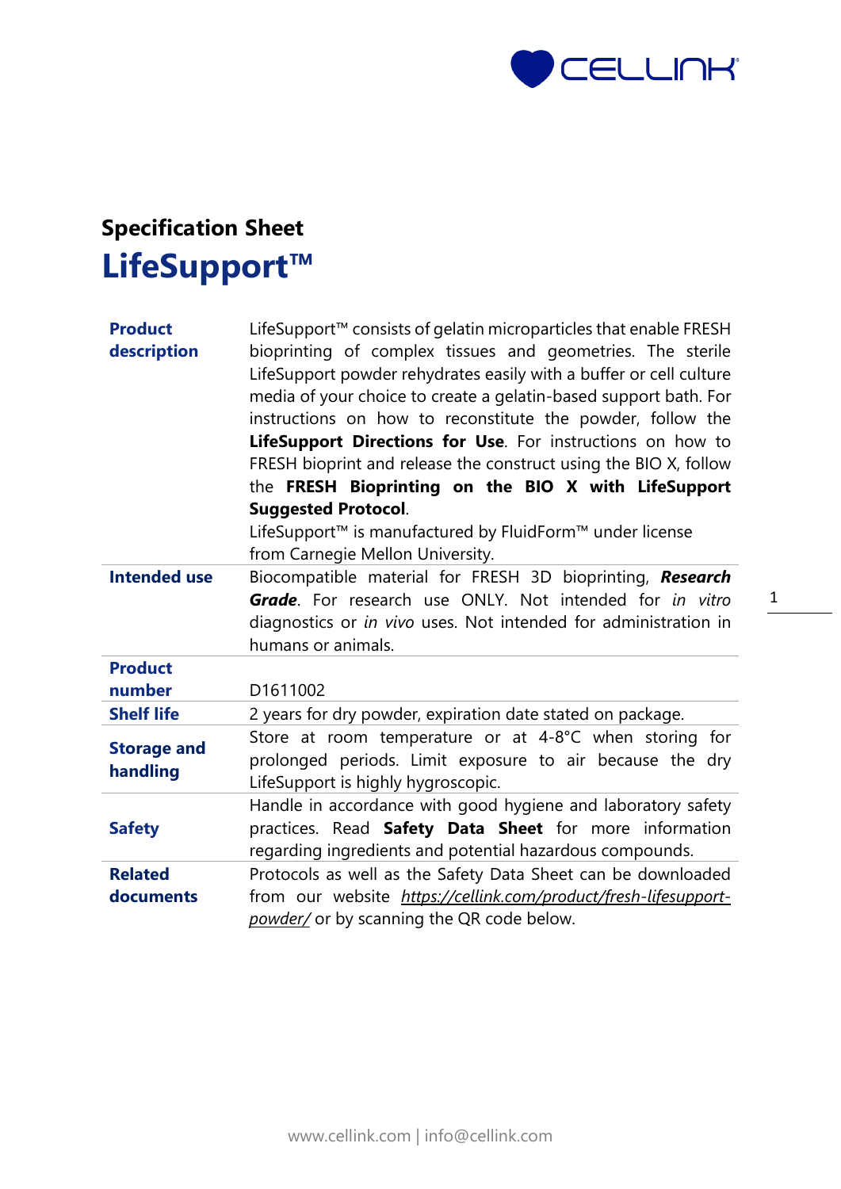# Specification Sheet

# LifeSupport™

| | |
|---|---|
| **Product description** | LifeSupport™ consists of gelatin microparticles that enable FRESH bioprinting of complex tissues and geometries. The sterile LifeSupport powder rehydrates easily with a buffer or cell culture media of your choice to create a gelatin-based support bath. For instructions on how to reconstitute the powder, follow the **LifeSupport Directions for Use**. For instructions on how to FRESH bioprint and release the construct using the BIO X, follow the **FRESH Bioprinting on the BIO X with LifeSupport Suggested Protocol**.<br>LifeSupport™ is manufactured by FluidForm™ under license from Carnegie Mellon University. |
| **Intended use** | Biocompatible material for FRESH 3D bioprinting, ***Research Grade***. For research use ONLY. Not intended for *in vitro* diagnostics or *in vivo* uses. Not intended for administration in humans or animals. |
| **Product number** | D1611002 |
| **Shelf life** | 2 years for dry powder, expiration date stated on package. |
| **Storage and handling** | Store at room temperature or at 4-8°C when storing for prolonged periods. Limit exposure to air because the dry LifeSupport is highly hygroscopic. |
| **Safety** | Handle in accordance with good hygiene and laboratory safety practices. Read **Safety Data Sheet** for more information regarding ingredients and potential hazardous compounds. |
| **Related documents** | Protocols as well as the Safety Data Sheet can be downloaded from our website *https://cellink.com/product/fresh-lifesupport-powder/* or by scanning the QR code below. |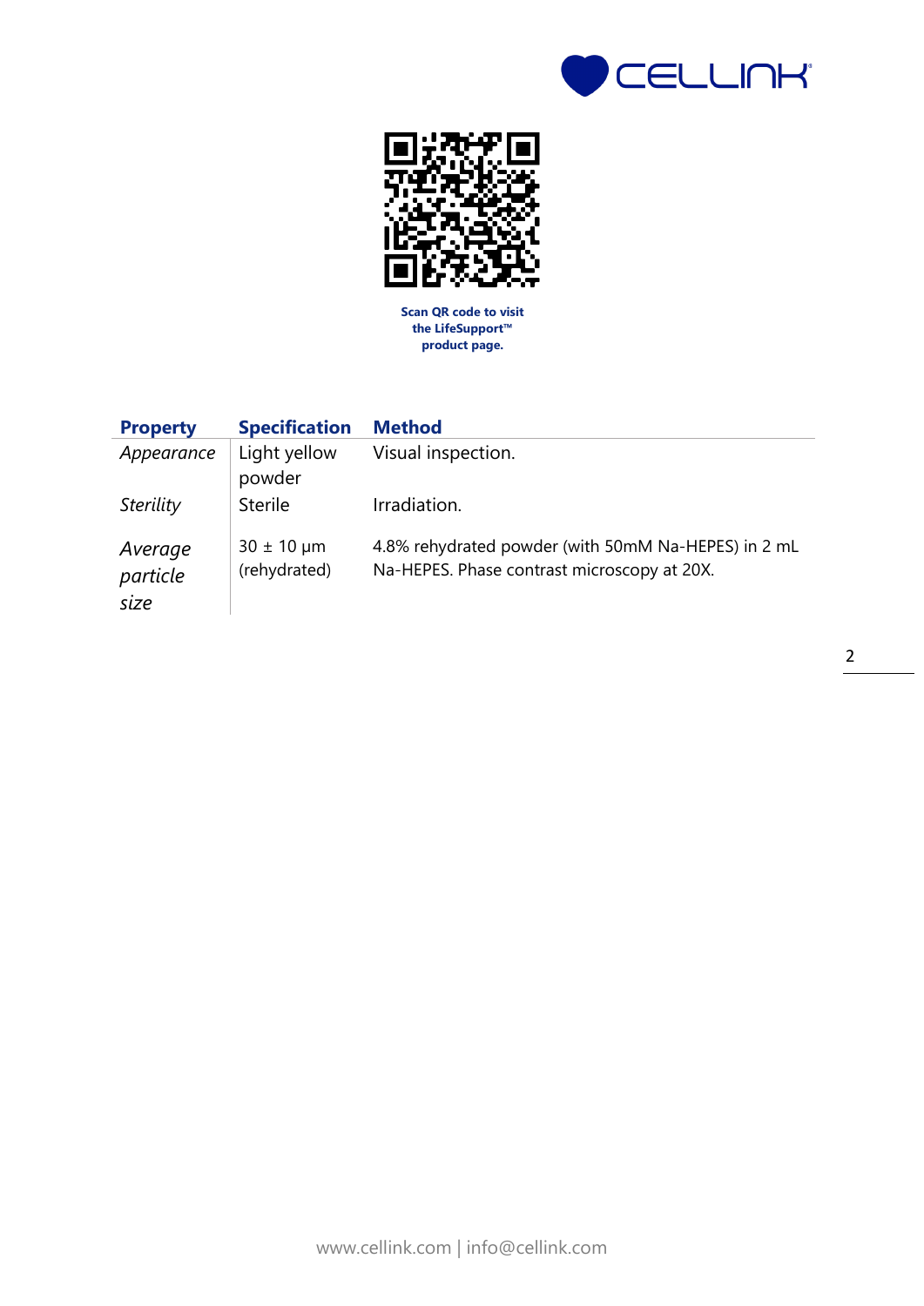Scan QR code to visit the LifeSupport™ product page.

| Property | Specification | Method |
| --- | --- | --- |
| *Appearance* | Light yellow powder | Visual inspection. |
| *Sterility* | Sterile | Irradiation. |
| *Average particle size* | 30 ± 10 µm (rehydrated) | 4.8% rehydrated powder (with 50mM Na-HEPES) in 2 mL Na-HEPES. Phase contrast microscopy at 20X. |

www.cellink.com | info@cellink.com